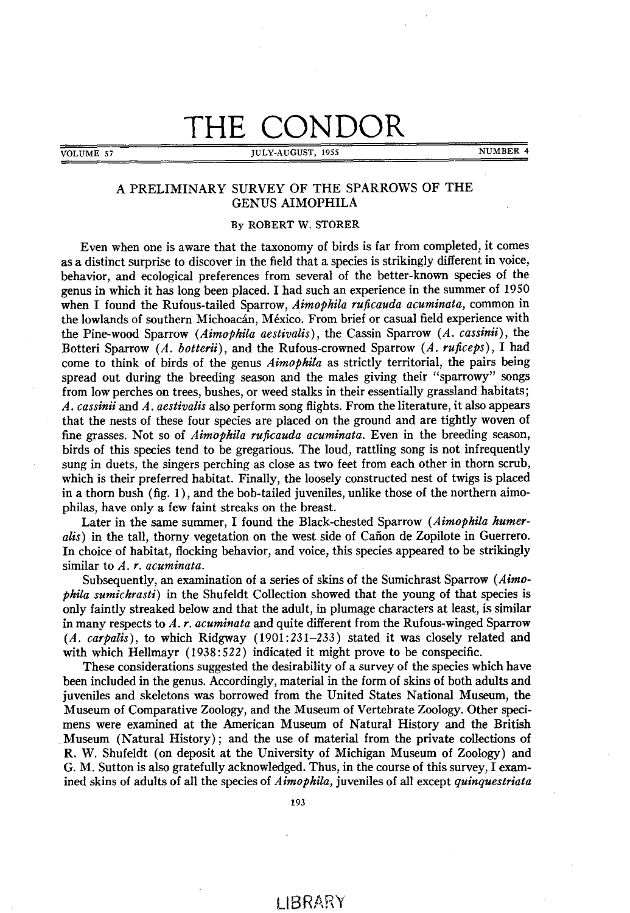# THE CONDOR

VOLUME 57 — JULY-AUGUST, 1955 — NUMBER 4

## A PRELIMINARY SURVEY OF THE SPARROWS OF THE GENUS AIMOPHILA

By ROBERT W. STORER

Even when one is aware that the taxonomy of birds is far from completed, it comes as a distinct surprise to discover in the field that a species is strikingly different in voice, behavior, and ecological preferences from several of the better-known species of the genus in which it has long been placed. I had such an experience in the summer of 1950 when I found the Rufous-tailed Sparrow, *Aimophila ruficauda acuminata*, common in the lowlands of southern Michoacán, México. From brief or casual field experience with the Pine-wood Sparrow (*Aimophila aestivalis*), the Cassin Sparrow (*A. cassinii*), the Botteri Sparrow (*A. botterii*), and the Rufous-crowned Sparrow (*A. ruficeps*), I had come to think of birds of the genus *Aimophila* as strictly territorial, the pairs being spread out during the breeding season and the males giving their "sparrowy" songs from low perches on trees, bushes, or weed stalks in their essentially grassland habitats; *A. cassinii* and *A. aestivalis* also perform song flights. From the literature, it also appears that the nests of these four species are placed on the ground and are tightly woven of fine grasses. Not so of *Aimophila ruficauda acuminata*. Even in the breeding season, birds of this species tend to be gregarious. The loud, rattling song is not infrequently sung in duets, the singers perching as close as two feet from each other in thorn scrub, which is their preferred habitat. Finally, the loosely constructed nest of twigs is placed in a thorn bush (fig. 1), and the bob-tailed juveniles, unlike those of the northern aimophilas, have only a few faint streaks on the breast.

Later in the same summer, I found the Black-chested Sparrow (*Aimophila humeralis*) in the tall, thorny vegetation on the west side of Cañon de Zopilote in Guerrero. In choice of habitat, flocking behavior, and voice, this species appeared to be strikingly similar to *A. r. acuminata*.

Subsequently, an examination of a series of skins of the Sumichrast Sparrow (*Aimophila sumichrasti*) in the Shufeldt Collection showed that the young of that species is only faintly streaked below and that the adult, in plumage characters at least, is similar in many respects to *A. r. acuminata* and quite different from the Rufous-winged Sparrow (*A. carpalis*), to which Ridgway (1901:231–233) stated it was closely related and with which Hellmayr (1938:522) indicated it might prove to be conspecific.

These considerations suggested the desirability of a survey of the species which have been included in the genus. Accordingly, material in the form of skins of both adults and juveniles and skeletons was borrowed from the United States National Museum, the Museum of Comparative Zoology, and the Museum of Vertebrate Zoology. Other specimens were examined at the American Museum of Natural History and the British Museum (Natural History); and the use of material from the private collections of R. W. Shufeldt (on deposit at the University of Michigan Museum of Zoology) and G. M. Sutton is also gratefully acknowledged. Thus, in the course of this survey, I examined skins of adults of all the species of *Aimophila*, juveniles of all except *quinquestriata*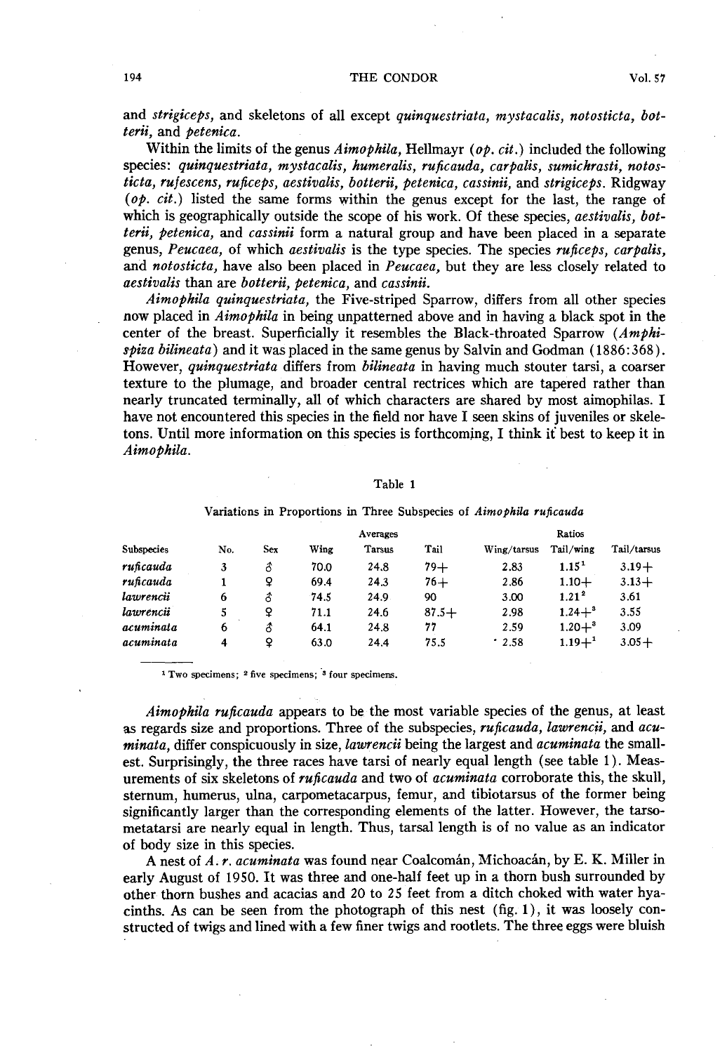and *strigiceps*, and skeletons of all except *quinquestriata*, *mystacalis*, *notosticta*, *botterii*, and *petenica*.

Within the limits of the genus *Aimophila*, Hellmayr (*op. cit.*) included the following species: *quinquestriata*, *mystacalis*, *humeralis*, *ruficauda*, *carpalis*, *sumichrasti*, *notosticta*, *rufescens*, *ruficeps*, *aestivalis*, *botterii*, *petenica*, *cassinii*, and *strigiceps*. Ridgway (*op. cit.*) listed the same forms within the genus except for the last, the range of which is geographically outside the scope of his work. Of these species, *aestivalis*, *botterii*, *petenica*, and *cassinii* form a natural group and have been placed in a separate genus, *Peucaea*, of which *aestivalis* is the type species. The species *ruficeps*, *carpalis*, and *notosticta*, have also been placed in *Peucaea*, but they are less closely related to *aestivalis* than are *botterii*, *petenica*, and *cassinii*.

*Aimophila quinquestriata*, the Five-striped Sparrow, differs from all other species now placed in *Aimophila* in being unpatterned above and in having a black spot in the center of the breast. Superficially it resembles the Black-throated Sparrow (*Amphispiza bilineata*) and it was placed in the same genus by Salvin and Godman (1886:368). However, *quinquestriata* differs from *bilineata* in having much stouter tarsi, a coarser texture to the plumage, and broader central rectrices which are tapered rather than nearly truncated terminally, all of which characters are shared by most aimophilas. I have not encountered this species in the field nor have I seen skins of juveniles or skeletons. Until more information on this species is forthcoming, I think it best to keep it in *Aimophila*.

Table 1

Variations in Proportions in Three Subspecies of *Aimophila ruficauda*

| | | | Averages | | | Ratios | | |
|---|---|---|---|---|---|---|---|---|
| Subspecies | No. | Sex | Wing | Tarsus | Tail | Wing/tarsus | Tail/wing | Tail/tarsus |
| *ruficauda* | 3 | ♂ | 70.0 | 24.8 | 79+ | 2.83 | 1.15[1] | 3.19+ |
| *ruficauda* | 1 | ♀ | 69.4 | 24.3 | 76+ | 2.86 | 1.10+ | 3.13+ |
| *lawrencii* | 6 | ♂ | 74.5 | 24.9 | 90 | 3.00 | 1.21[2] | 3.61 |
| *lawrencii* | 5 | ♀ | 71.1 | 24.6 | 87.5+ | 2.98 | 1.24+[3] | 3.55 |
| *acuminata* | 6 | ♂ | 64.1 | 24.8 | 77 | 2.59 | 1.20+[3] | 3.09 |
| *acuminata* | 4 | ♀ | 63.0 | 24.4 | 75.5 | 2.58 | 1.19+[1] | 3.05+ |

[1] Two specimens; [2] five specimens; [3] four specimens.

*Aimophila ruficauda* appears to be the most variable species of the genus, at least as regards size and proportions. Three of the subspecies, *ruficauda*, *lawrencii*, and *acuminata*, differ conspicuously in size, *lawrencii* being the largest and *acuminata* the smallest. Surprisingly, the three races have tarsi of nearly equal length (see table 1). Measurements of six skeletons of *ruficauda* and two of *acuminata* corroborate this, the skull, sternum, humerus, ulna, carpometacarpus, femur, and tibiotarsus of the former being significantly larger than the corresponding elements of the latter. However, the tarsometatarsi are nearly equal in length. Thus, tarsal length is of no value as an indicator of body size in this species.

A nest of *A. r. acuminata* was found near Coalcomán, Michoacán, by E. K. Miller in early August of 1950. It was three and one-half feet up in a thorn bush surrounded by other thorn bushes and acacias and 20 to 25 feet from a ditch choked with water hyacinths. As can be seen from the photograph of this nest (fig. 1), it was loosely constructed of twigs and lined with a few finer twigs and rootlets. The three eggs were bluish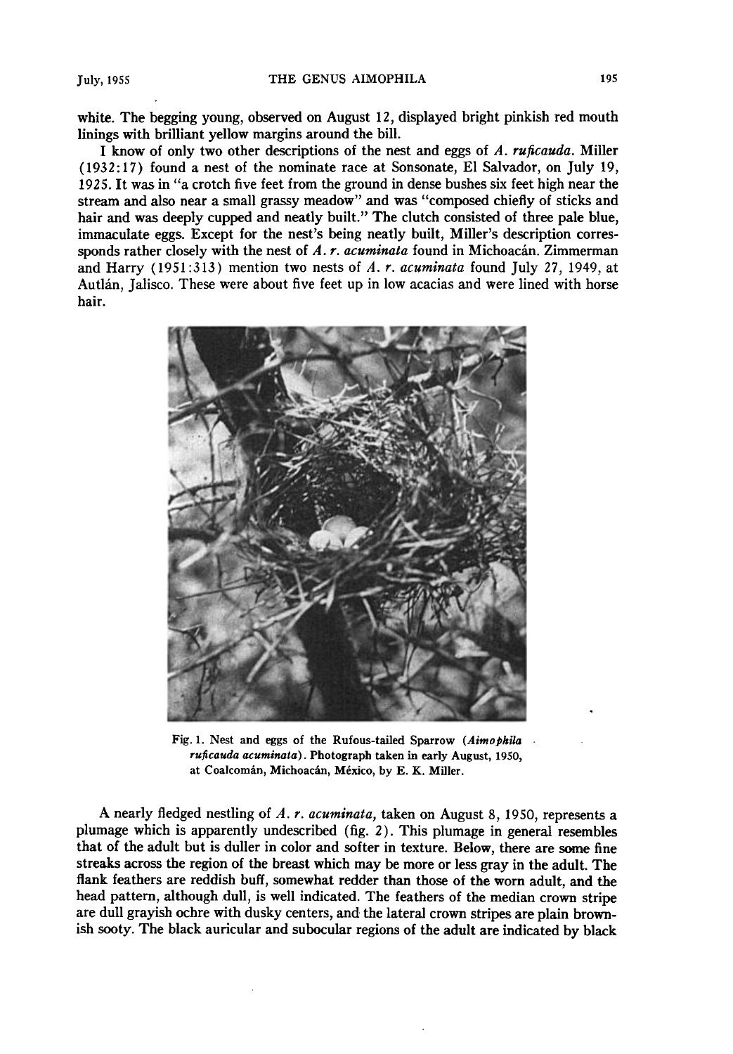white. The begging young, observed on August 12, displayed bright pinkish red mouth linings with brilliant yellow margins around the bill.

I know of only two other descriptions of the nest and eggs of *A. ruficauda*. Miller (1932:17) found a nest of the nominate race at Sonsonate, El Salvador, on July 19, 1925. It was in "a crotch five feet from the ground in dense bushes six feet high near the stream and also near a small grassy meadow" and was "composed chiefly of sticks and hair and was deeply cupped and neatly built." The clutch consisted of three pale blue, immaculate eggs. Except for the nest's being neatly built, Miller's description corressponds rather closely with the nest of *A. r. acuminata* found in Michoacán. Zimmerman and Harry (1951:313) mention two nests of *A. r. acuminata* found July 27, 1949, at Autlán, Jalisco. These were about five feet up in low acacias and were lined with horse hair.

Fig. 1. Nest and eggs of the Rufous-tailed Sparrow (*Aimophila ruficauda acuminata*). Photograph taken in early August, 1950, at Coalcomán, Michoacán, México, by E. K. Miller.

A nearly fledged nestling of *A. r. acuminata*, taken on August 8, 1950, represents a plumage which is apparently undescribed (fig. 2). This plumage in general resembles that of the adult but is duller in color and softer in texture. Below, there are some fine streaks across the region of the breast which may be more or less gray in the adult. The flank feathers are reddish buff, somewhat redder than those of the worn adult, and the head pattern, although dull, is well indicated. The feathers of the median crown stripe are dull grayish ochre with dusky centers, and the lateral crown stripes are plain brownish sooty. The black auricular and subocular regions of the adult are indicated by black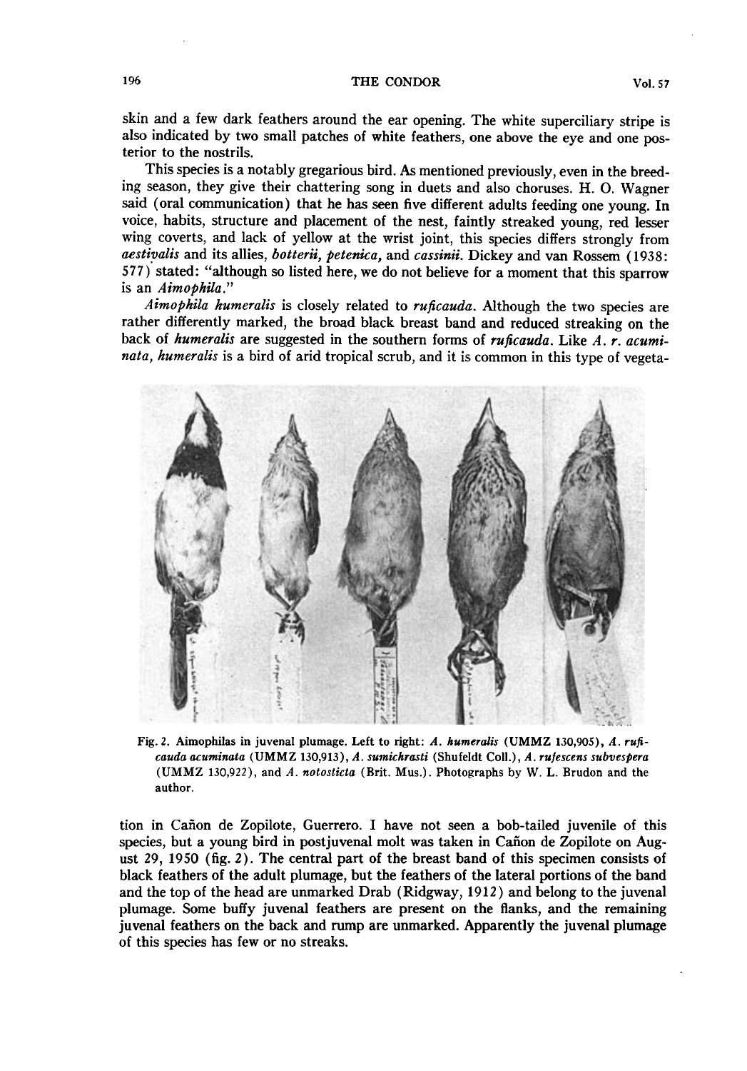skin and a few dark feathers around the ear opening. The white superciliary stripe is also indicated by two small patches of white feathers, one above the eye and one posterior to the nostrils.

This species is a notably gregarious bird. As mentioned previously, even in the breeding season, they give their chattering song in duets and also choruses. H. O. Wagner said (oral communication) that he has seen five different adults feeding one young. In voice, habits, structure and placement of the nest, faintly streaked young, red lesser wing coverts, and lack of yellow at the wrist joint, this species differs strongly from *aestivalis* and its allies, *botterii*, *petenica*, and *cassinii*. Dickey and van Rossem (1938: 577) stated: "although so listed here, we do not believe for a moment that this sparrow is an *Aimophila*."

*Aimophila humeralis* is closely related to *ruficauda*. Although the two species are rather differently marked, the broad black breast band and reduced streaking on the back of *humeralis* are suggested in the southern forms of *ruficauda*. Like *A. r. acuminata*, *humeralis* is a bird of arid tropical scrub, and it is common in this type of vegetation in Cañon de Zopilote, Guerrero. I have not seen a bob-tailed juvenile of this species, but a young bird in postjuvenal molt was taken in Cañon de Zopilote on August 29, 1950 (fig. 2). The central part of the breast band of this specimen consists of black feathers of the adult plumage, but the feathers of the lateral portions of the band and the top of the head are unmarked Drab (Ridgway, 1912) and belong to the juvenal plumage. Some buffy juvenal feathers are present on the flanks, and the remaining juvenal feathers on the back and rump are unmarked. Apparently the juvenal plumage of this species has few or no streaks.

Fig. 2. Aimophilas in juvenal plumage. Left to right: *A. humeralis* (UMMZ 130,905), *A. ruficauda acuminata* (UMMZ 130,913), *A. sumichrasti* (Shufeldt Coll.), *A. rufescens subvespera* (UMMZ 130,922), and *A. notosticta* (Brit. Mus.). Photographs by W. L. Brudon and the author.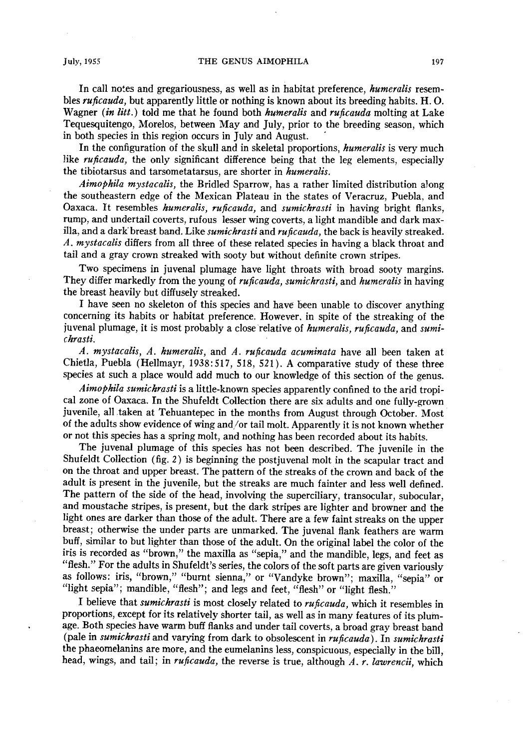In call notes and gregariousness, as well as in habitat preference, *humeralis* resembles *ruficauda*, but apparently little or nothing is known about its breeding habits. H. O. Wagner (*in litt.*) told me that he found both *humeralis* and *ruficauda* molting at Lake Tequesquitengo, Morelos, between May and July, prior to the breeding season, which in both species in this region occurs in July and August.

In the configuration of the skull and in skeletal proportions, *humeralis* is very much like *ruficauda*, the only significant difference being that the leg elements, especially the tibiotarsus and tarsometatarsus, are shorter in *humeralis*.

*Aimophila mystacalis*, the Bridled Sparrow, has a rather limited distribution along the southeastern edge of the Mexican Plateau in the states of Veracruz, Puebla, and Oaxaca. It resembles *humeralis*, *ruficauda*, and *sumichrasti* in having bright flanks, rump, and undertail coverts, rufous lesser wing coverts, a light mandible and dark maxilla, and a dark breast band. Like *sumichrasti* and *ruficauda*, the back is heavily streaked. *A. mystacalis* differs from all three of these related species in having a black throat and tail and a gray crown streaked with sooty but without definite crown stripes.

Two specimens in juvenal plumage have light throats with broad sooty margins. They differ markedly from the young of *ruficauda*, *sumichrasti*, and *humeralis* in having the breast heavily but diffusely streaked.

I have seen no skeleton of this species and have been unable to discover anything concerning its habits or habitat preference. However, in spite of the streaking of the juvenal plumage, it is most probably a close relative of *humeralis*, *ruficauda*, and *sumichrasti*.

*A. mystacalis*, *A. humeralis*, and *A. ruficauda acuminata* have all been taken at Chietla, Puebla (Hellmayr, 1938:517, 518, 521). A comparative study of these three species at such a place would add much to our knowledge of this section of the genus.

*Aimophila sumichrasti* is a little-known species apparently confined to the arid tropical zone of Oaxaca. In the Shufeldt Collection there are six adults and one fully-grown juvenile, all taken at Tehuantepec in the months from August through October. Most of the adults show evidence of wing and/or tail molt. Apparently it is not known whether or not this species has a spring molt, and nothing has been recorded about its habits.

The juvenal plumage of this species has not been described. The juvenile in the Shufeldt Collection (fig. 2) is beginning the postjuvenal molt in the scapular tract and on the throat and upper breast. The pattern of the streaks of the crown and back of the adult is present in the juvenile, but the streaks are much fainter and less well defined. The pattern of the side of the head, involving the superciliary, transocular, subocular, and moustache stripes, is present, but the dark stripes are lighter and browner and the light ones are darker than those of the adult. There are a few faint streaks on the upper breast; otherwise the under parts are unmarked. The juvenal flank feathers are warm buff, similar to but lighter than those of the adult. On the original label the color of the iris is recorded as "brown," the maxilla as "sepia," and the mandible, legs, and feet as "flesh." For the adults in Shufeldt's series, the colors of the soft parts are given variously as follows: iris, "brown," "burnt sienna," or "Vandyke brown"; maxilla, "sepia" or "light sepia"; mandible, "flesh"; and legs and feet, "flesh" or "light flesh."

I believe that *sumichrasti* is most closely related to *ruficauda*, which it resembles in proportions, except for its relatively shorter tail, as well as in many features of its plumage. Both species have warm buff flanks and under tail coverts, a broad gray breast band (pale in *sumichrasti* and varying from dark to obsolescent in *ruficauda*). In *sumichrasti* the phaeomelanins are more, and the eumelanins less, conspicuous, especially in the bill, head, wings, and tail; in *ruficauda*, the reverse is true, although *A. r. lawrencii*, which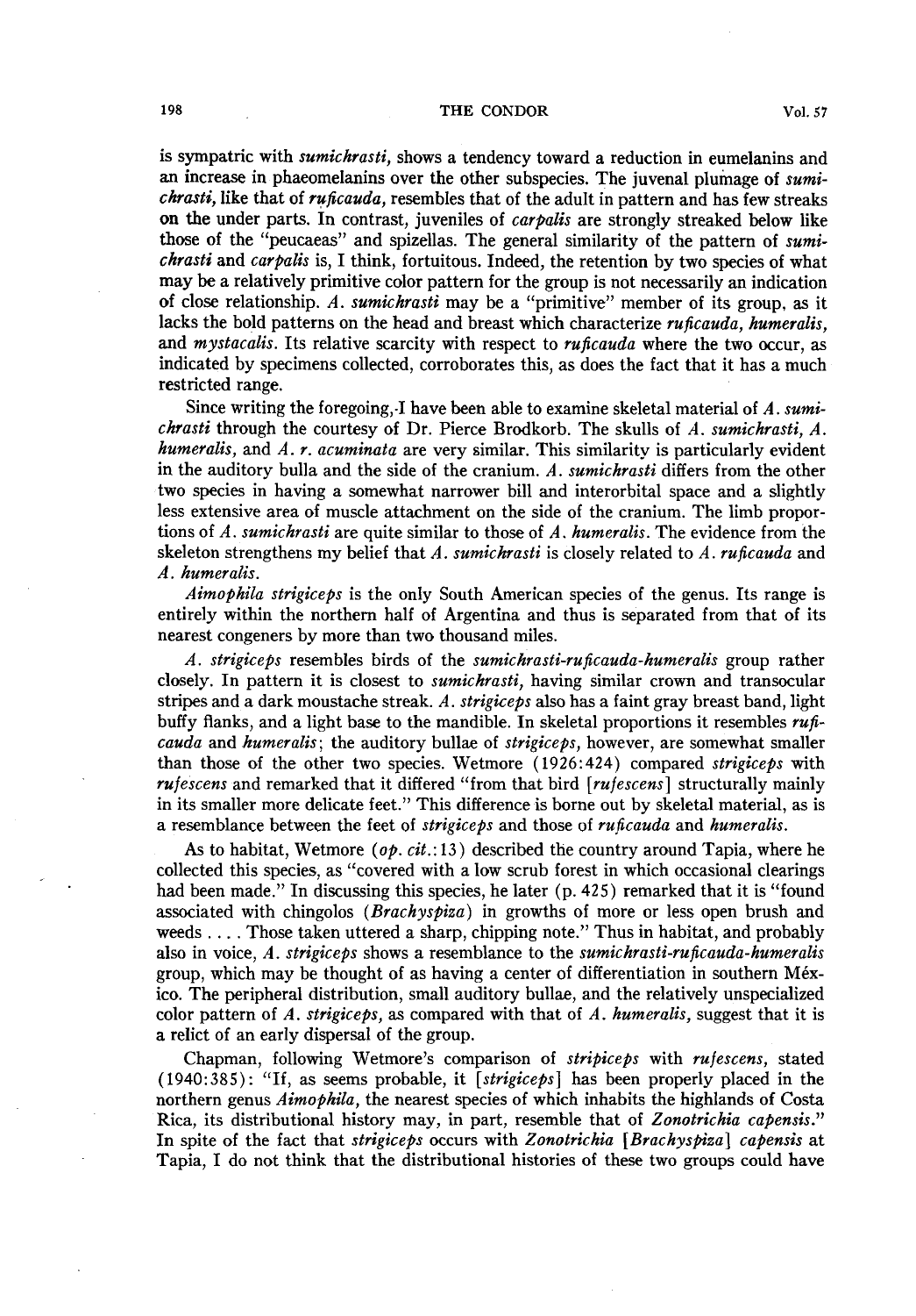is sympatric with *sumichrasti*, shows a tendency toward a reduction in eumelanins and an increase in phaeomelanins over the other subspecies. The juvenal plumage of *sumichrasti*, like that of *ruficauda*, resembles that of the adult in pattern and has few streaks on the under parts. In contrast, juveniles of *carpalis* are strongly streaked below like those of the "peucaeas" and spizellas. The general similarity of the pattern of *sumichrasti* and *carpalis* is, I think, fortuitous. Indeed, the retention by two species of what may be a relatively primitive color pattern for the group is not necessarily an indication of close relationship. *A. sumichrasti* may be a "primitive" member of its group, as it lacks the bold patterns on the head and breast which characterize *ruficauda, humeralis*, and *mystacalis*. Its relative scarcity with respect to *ruficauda* where the two occur, as indicated by specimens collected, corroborates this, as does the fact that it has a much restricted range.

Since writing the foregoing, I have been able to examine skeletal material of *A. sumichrasti* through the courtesy of Dr. Pierce Brodkorb. The skulls of *A. sumichrasti, A. humeralis*, and *A. r. acuminata* are very similar. This similarity is particularly evident in the auditory bulla and the side of the cranium. *A. sumichrasti* differs from the other two species in having a somewhat narrower bill and interorbital space and a slightly less extensive area of muscle attachment on the side of the cranium. The limb proportions of *A. sumichrasti* are quite similar to those of *A. humeralis*. The evidence from the skeleton strengthens my belief that *A. sumichrasti* is closely related to *A. ruficauda* and *A. humeralis*.

*Aimophila strigiceps* is the only South American species of the genus. Its range is entirely within the northern half of Argentina and thus is separated from that of its nearest congeners by more than two thousand miles.

*A. strigiceps* resembles birds of the *sumichrasti-ruficauda-humeralis* group rather closely. In pattern it is closest to *sumichrasti*, having similar crown and transocular stripes and a dark moustache streak. *A. strigiceps* also has a faint gray breast band, light buffy flanks, and a light base to the mandible. In skeletal proportions it resembles *ruficauda* and *humeralis*; the auditory bullae of *strigiceps*, however, are somewhat smaller than those of the other two species. Wetmore (1926:424) compared *strigiceps* with *rufescens* and remarked that it differed "from that bird [*rufescens*] structurally mainly in its smaller more delicate feet." This difference is borne out by skeletal material, as is a resemblance between the feet of *strigiceps* and those of *ruficauda* and *humeralis*.

As to habitat, Wetmore (*op. cit.*:13) described the country around Tapia, where he collected this species, as "covered with a low scrub forest in which occasional clearings had been made." In discussing this species, he later (p. 425) remarked that it is "found associated with chingolos (*Brachyspiza*) in growths of more or less open brush and weeds . . . . Those taken uttered a sharp, chipping note." Thus in habitat, and probably also in voice, *A. strigiceps* shows a resemblance to the *sumichrasti-ruficauda-humeralis* group, which may be thought of as having a center of differentiation in southern México. The peripheral distribution, small auditory bullae, and the relatively unspecialized color pattern of *A. strigiceps*, as compared with that of *A. humeralis*, suggest that it is a relict of an early dispersal of the group.

Chapman, following Wetmore's comparison of *stripiceps* with *rufescens*, stated (1940:385): "If, as seems probable, it [*strigiceps*] has been properly placed in the northern genus *Aimophila*, the nearest species of which inhabits the highlands of Costa Rica, its distributional history may, in part, resemble that of *Zonotrichia capensis*." In spite of the fact that *strigiceps* occurs with *Zonotrichia* [*Brachyspiza*] *capensis* at Tapia, I do not think that the distributional histories of these two groups could have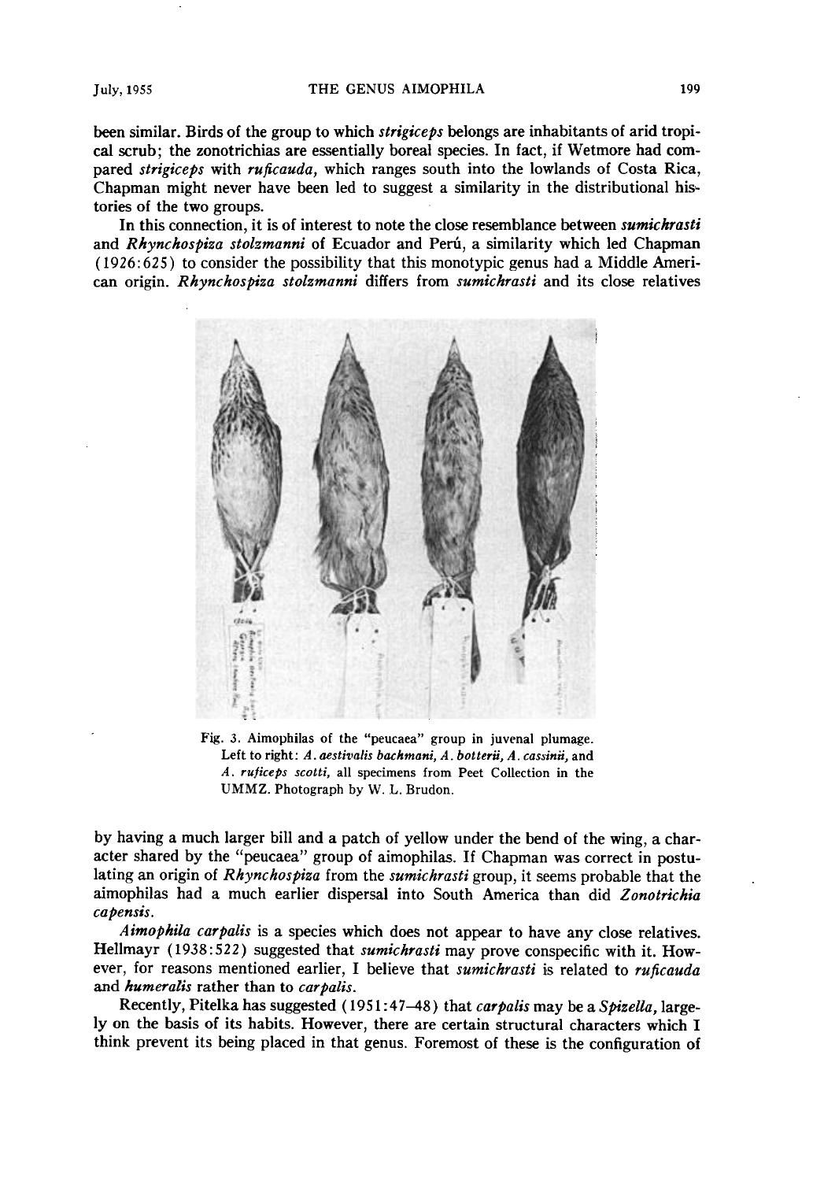been similar. Birds of the group to which *strigiceps* belongs are inhabitants of arid tropical scrub; the zonotrichias are essentially boreal species. In fact, if Wetmore had compared *strigiceps* with *ruficauda*, which ranges south into the lowlands of Costa Rica, Chapman might never have been led to suggest a similarity in the distributional histories of the two groups.

In this connection, it is of interest to note the close resemblance between *sumichrasti* and *Rhynchospiza stolzmanni* of Ecuador and Perú, a similarity which led Chapman (1926:625) to consider the possibility that this monotypic genus had a Middle American origin. *Rhynchospiza stolzmanni* differs from *sumichrasti* and its close relatives

Fig. 3. Aimophilas of the "peucaea" group in juvenal plumage. Left to right: *A. aestivalis bachmani*, *A. botterii*, *A. cassinii*, and *A. ruficeps scotti*, all specimens from Peet Collection in the UMMZ. Photograph by W. L. Brudon.

by having a much larger bill and a patch of yellow under the bend of the wing, a character shared by the "peucaea" group of aimophilas. If Chapman was correct in postulating an origin of *Rhynchospiza* from the *sumichrasti* group, it seems probable that the aimophilas had a much earlier dispersal into South America than did *Zonotrichia capensis*.

*Aimophila carpalis* is a species which does not appear to have any close relatives. Hellmayr (1938:522) suggested that *sumichrasti* may prove conspecific with it. However, for reasons mentioned earlier, I believe that *sumichrasti* is related to *ruficauda* and *humeralis* rather than to *carpalis*.

Recently, Pitelka has suggested (1951:47–48) that *carpalis* may be a *Spizella*, largely on the basis of its habits. However, there are certain structural characters which I think prevent its being placed in that genus. Foremost of these is the configuration of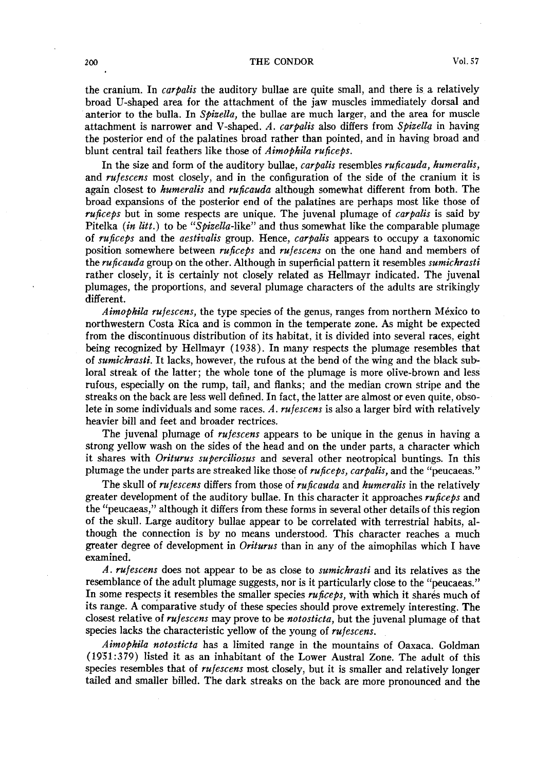the cranium. In *carpalis* the auditory bullae are quite small, and there is a relatively broad U-shaped area for the attachment of the jaw muscles immediately dorsal and anterior to the bulla. In *Spizella*, the bullae are much larger, and the area for muscle attachment is narrower and V-shaped. *A. carpalis* also differs from *Spizella* in having the posterior end of the palatines broad rather than pointed, and in having broad and blunt central tail feathers like those of *Aimophila ruficeps*.

In the size and form of the auditory bullae, *carpalis* resembles *ruficauda*, *humeralis*, and *rufescens* most closely, and in the configuration of the side of the cranium it is again closest to *humeralis* and *ruficauda* although somewhat different from both. The broad expansions of the posterior end of the palatines are perhaps most like those of *ruficeps* but in some respects are unique. The juvenal plumage of *carpalis* is said by Pitelka (*in litt.*) to be "*Spizella*-like" and thus somewhat like the comparable plumage of *ruficeps* and the *aestivalis* group. Hence, *carpalis* appears to occupy a taxonomic position somewhere between *ruficeps* and *rufescens* on the one hand and members of the *ruficauda* group on the other. Although in superficial pattern it resembles *sumichrasti* rather closely, it is certainly not closely related as Hellmayr indicated. The juvenal plumages, the proportions, and several plumage characters of the adults are strikingly different.

*Aimophila rufescens*, the type species of the genus, ranges from northern México to northwestern Costa Rica and is common in the temperate zone. As might be expected from the discontinuous distribution of its habitat, it is divided into several races, eight being recognized by Hellmayr (1938). In many respects the plumage resembles that of *sumichrasti*. It lacks, however, the rufous at the bend of the wing and the black subloral streak of the latter; the whole tone of the plumage is more olive-brown and less rufous, especially on the rump, tail, and flanks; and the median crown stripe and the streaks on the back are less well defined. In fact, the latter are almost or even quite, obsolete in some individuals and some races. *A. rufescens* is also a larger bird with relatively heavier bill and feet and broader rectrices.

The juvenal plumage of *rufescens* appears to be unique in the genus in having a strong yellow wash on the sides of the head and on the under parts, a character which it shares with *Oriturus superciliosus* and several other neotropical buntings. In this plumage the under parts are streaked like those of *ruficeps*, *carpalis*, and the "peucaeas."

The skull of *rufescens* differs from those of *ruficauda* and *humeralis* in the relatively greater development of the auditory bullae. In this character it approaches *ruficeps* and the "peucaeas," although it differs from these forms in several other details of this region of the skull. Large auditory bullae appear to be correlated with terrestrial habits, although the connection is by no means understood. This character reaches a much greater degree of development in *Oriturus* than in any of the aimophilas which I have examined.

*A. rufescens* does not appear to be as close to *sumichrasti* and its relatives as the resemblance of the adult plumage suggests, nor is it particularly close to the "peucaeas." In some respects it resembles the smaller species *ruficeps*, with which it shares much of its range. A comparative study of these species should prove extremely interesting. The closest relative of *rufescens* may prove to be *notosticta*, but the juvenal plumage of that species lacks the characteristic yellow of the young of *rufescens*.

*Aimophila notosticta* has a limited range in the mountains of Oaxaca. Goldman (1951:379) listed it as an inhabitant of the Lower Austral Zone. The adult of this species resembles that of *rufescens* most closely, but it is smaller and relatively longer tailed and smaller billed. The dark streaks on the back are more pronounced and the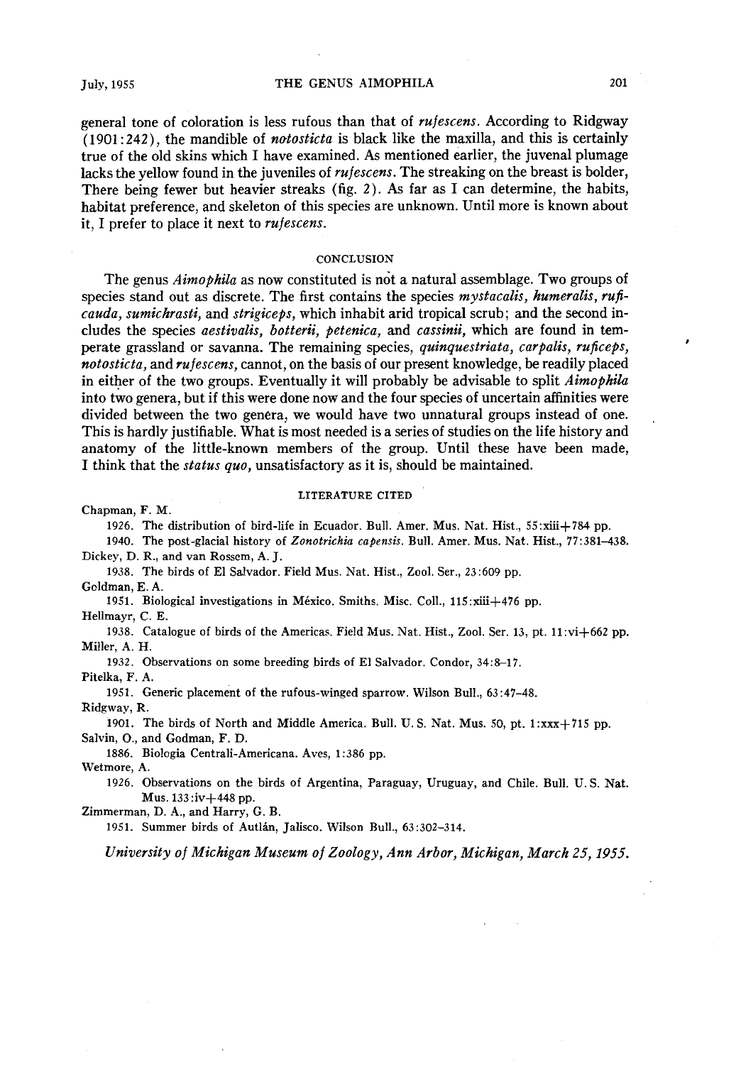general tone of coloration is less rufous than that of *rufescens*. According to Ridgway (1901:242), the mandible of *notosticta* is black like the maxilla, and this is certainly true of the old skins which I have examined. As mentioned earlier, the juvenal plumage lacks the yellow found in the juveniles of *rufescens*. The streaking on the breast is bolder, There being fewer but heavier streaks (fig. 2). As far as I can determine, the habits, habitat preference, and skeleton of this species are unknown. Until more is known about it, I prefer to place it next to *rufescens*.

## CONCLUSION

The genus *Aimophila* as now constituted is not a natural assemblage. Two groups of species stand out as discrete. The first contains the species *mystacalis, humeralis, ruficauda, sumichrasti,* and *strigiceps,* which inhabit arid tropical scrub; and the second includes the species *aestivalis, botterii, petenica,* and *cassinii,* which are found in temperate grassland or savanna. The remaining species, *quinquestriata, carpalis, ruficeps, notosticta,* and *rufescens,* cannot, on the basis of our present knowledge, be readily placed in either of the two groups. Eventually it will probably be advisable to split *Aimophila* into two genera, but if this were done now and the four species of uncertain affinities were divided between the two genera, we would have two unnatural groups instead of one. This is hardly justifiable. What is most needed is a series of studies on the life history and anatomy of the little-known members of the group. Until these have been made, I think that the *status quo,* unsatisfactory as it is, should be maintained.

## LITERATURE CITED

Chapman, F. M.

1926. The distribution of bird-life in Ecuador. Bull. Amer. Mus. Nat. Hist., 55:xiii+784 pp.

1940. The post-glacial history of *Zonotrichia capensis*. Bull. Amer. Mus. Nat. Hist., 77:381–438.

Dickey, D. R., and van Rossem, A. J.

1938. The birds of El Salvador. Field Mus. Nat. Hist., Zool. Ser., 23:609 pp.

Goldman, E. A.

1951. Biological investigations in México. Smiths. Misc. Coll., 115:xiii+476 pp.

Hellmayr, C. E.

1938. Catalogue of birds of the Americas. Field Mus. Nat. Hist., Zool. Ser. 13, pt. 11:vi+662 pp.

Miller, A. H.

1932. Observations on some breeding birds of El Salvador. Condor, 34:8–17.

Pitelka, F. A.

1951. Generic placement of the rufous-winged sparrow. Wilson Bull., 63:47–48.

Ridgway, R.

1901. The birds of North and Middle America. Bull. U. S. Nat. Mus. 50, pt. 1:xxx+715 pp.

Salvin, O., and Godman, F. D.

1886. Biologia Centrali-Americana. Aves, 1:386 pp.

Wetmore, A.

1926. Observations on the birds of Argentina, Paraguay, Uruguay, and Chile. Bull. U. S. Nat. Mus. 133:iv+448 pp.

Zimmerman, D. A., and Harry, G. B.

1951. Summer birds of Autlán, Jalisco. Wilson Bull., 63:302–314.

*University of Michigan Museum of Zoology, Ann Arbor, Michigan, March 25, 1955.*